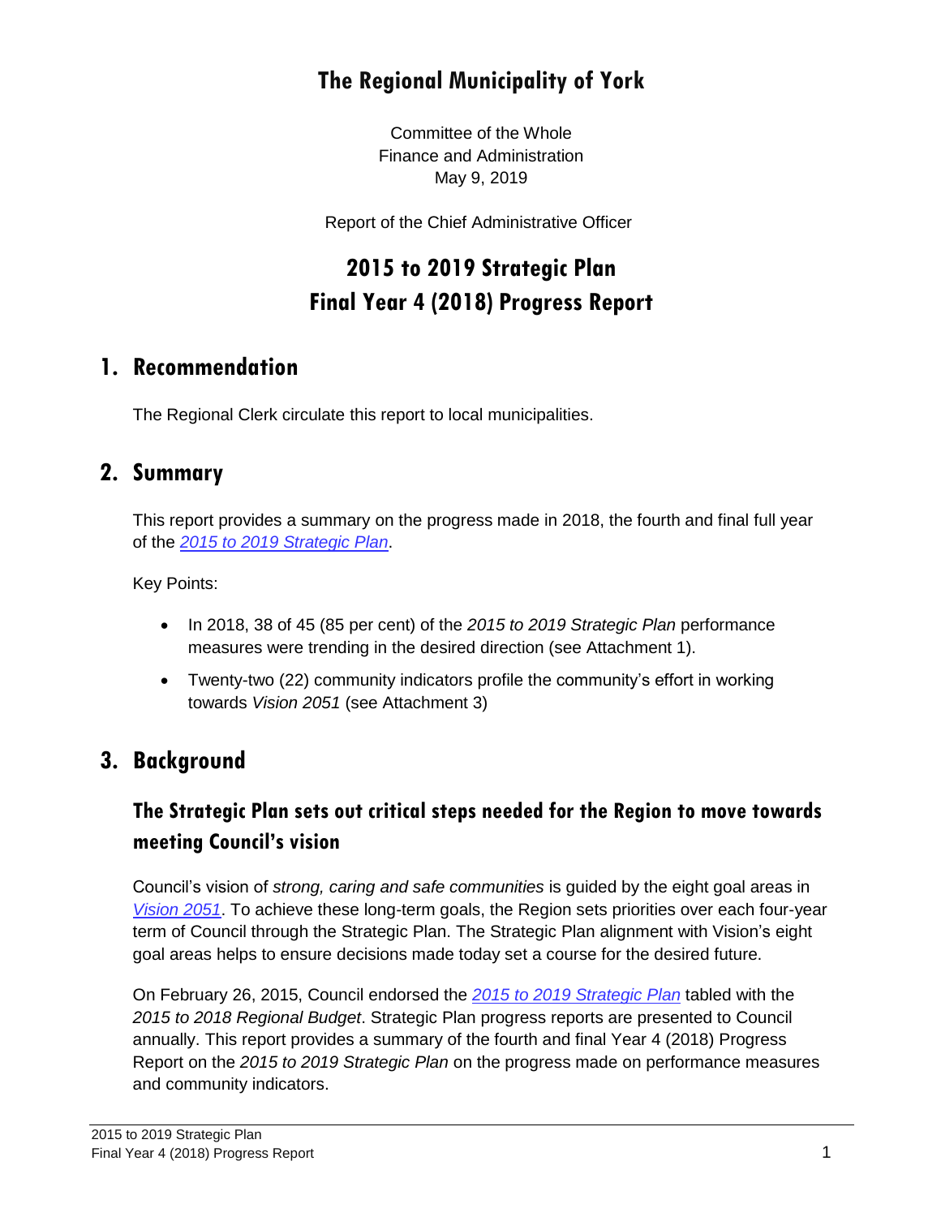# The Regional Municipality of York

Committee of the Whole
Finance and Administration
May 9, 2019

Report of the Chief Administrative Officer

# 2015 to 2019 Strategic Plan
# Final Year 4 (2018) Progress Report

## 1. Recommendation

The Regional Clerk circulate this report to local municipalities.

## 2. Summary

This report provides a summary on the progress made in 2018, the fourth and final full year of the *2015 to 2019 Strategic Plan*.

Key Points:

- In 2018, 38 of 45 (85 per cent) of the *2015 to 2019 Strategic Plan* performance measures were trending in the desired direction (see Attachment 1).
- Twenty-two (22) community indicators profile the community's effort in working towards *Vision 2051* (see Attachment 3)

## 3. Background

### The Strategic Plan sets out critical steps needed for the Region to move towards meeting Council's vision

Council's vision of *strong, caring and safe communities* is guided by the eight goal areas in *Vision 2051*. To achieve these long-term goals, the Region sets priorities over each four-year term of Council through the Strategic Plan. The Strategic Plan alignment with Vision's eight goal areas helps to ensure decisions made today set a course for the desired future.

On February 26, 2015, Council endorsed the *2015 to 2019 Strategic Plan* tabled with the *2015 to 2018 Regional Budget*. Strategic Plan progress reports are presented to Council annually. This report provides a summary of the fourth and final Year 4 (2018) Progress Report on the *2015 to 2019 Strategic Plan* on the progress made on performance measures and community indicators.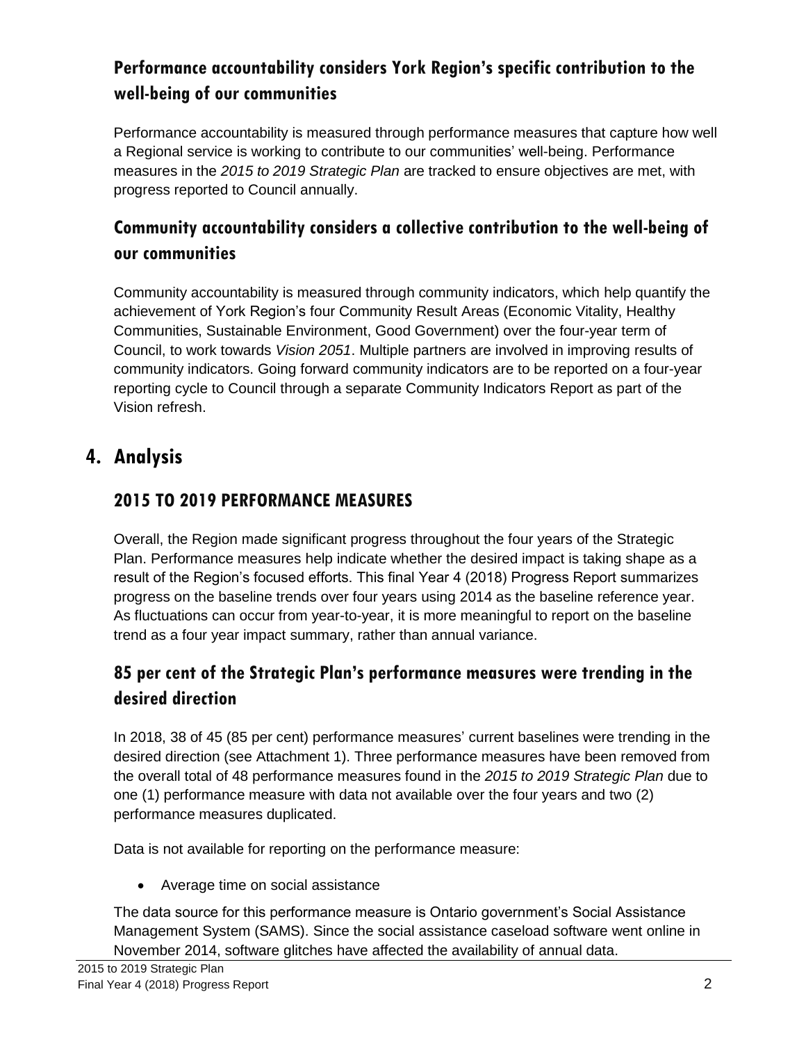### Performance accountability considers York Region's specific contribution to the well-being of our communities

Performance accountability is measured through performance measures that capture how well a Regional service is working to contribute to our communities' well-being. Performance measures in the *2015 to 2019 Strategic Plan* are tracked to ensure objectives are met, with progress reported to Council annually.

### Community accountability considers a collective contribution to the well-being of our communities

Community accountability is measured through community indicators, which help quantify the achievement of York Region's four Community Result Areas (Economic Vitality, Healthy Communities, Sustainable Environment, Good Government) over the four-year term of Council, to work towards *Vision 2051*. Multiple partners are involved in improving results of community indicators. Going forward community indicators are to be reported on a four-year reporting cycle to Council through a separate Community Indicators Report as part of the Vision refresh.

## 4. Analysis

### 2015 TO 2019 PERFORMANCE MEASURES

Overall, the Region made significant progress throughout the four years of the Strategic Plan. Performance measures help indicate whether the desired impact is taking shape as a result of the Region's focused efforts. This final Year 4 (2018) Progress Report summarizes progress on the baseline trends over four years using 2014 as the baseline reference year. As fluctuations can occur from year-to-year, it is more meaningful to report on the baseline trend as a four year impact summary, rather than annual variance.

### 85 per cent of the Strategic Plan's performance measures were trending in the desired direction

In 2018, 38 of 45 (85 per cent) performance measures' current baselines were trending in the desired direction (see Attachment 1). Three performance measures have been removed from the overall total of 48 performance measures found in the *2015 to 2019 Strategic Plan* due to one (1) performance measure with data not available over the four years and two (2) performance measures duplicated.

Data is not available for reporting on the performance measure:

- Average time on social assistance

The data source for this performance measure is Ontario government's Social Assistance Management System (SAMS). Since the social assistance caseload software went online in November 2014, software glitches have affected the availability of annual data.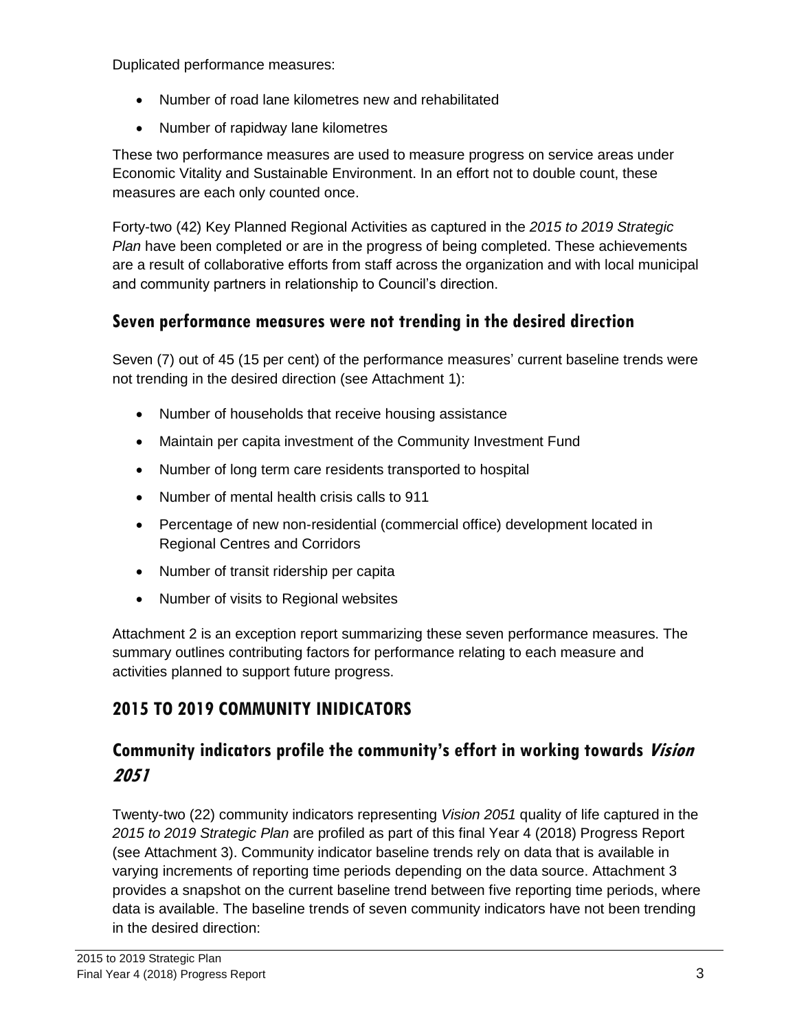Duplicated performance measures:

- Number of road lane kilometres new and rehabilitated
- Number of rapidway lane kilometres

These two performance measures are used to measure progress on service areas under Economic Vitality and Sustainable Environment. In an effort not to double count, these measures are each only counted once.

Forty-two (42) Key Planned Regional Activities as captured in the *2015 to 2019 Strategic Plan* have been completed or are in the progress of being completed. These achievements are a result of collaborative efforts from staff across the organization and with local municipal and community partners in relationship to Council's direction.

### Seven performance measures were not trending in the desired direction

Seven (7) out of 45 (15 per cent) of the performance measures' current baseline trends were not trending in the desired direction (see Attachment 1):

- Number of households that receive housing assistance
- Maintain per capita investment of the Community Investment Fund
- Number of long term care residents transported to hospital
- Number of mental health crisis calls to 911
- Percentage of new non-residential (commercial office) development located in Regional Centres and Corridors
- Number of transit ridership per capita
- Number of visits to Regional websites

Attachment 2 is an exception report summarizing these seven performance measures. The summary outlines contributing factors for performance relating to each measure and activities planned to support future progress.

## 2015 TO 2019 COMMUNITY INIDICATORS

### Community indicators profile the community's effort in working towards *Vision 2051*

Twenty-two (22) community indicators representing *Vision 2051* quality of life captured in the *2015 to 2019 Strategic Plan* are profiled as part of this final Year 4 (2018) Progress Report (see Attachment 3). Community indicator baseline trends rely on data that is available in varying increments of reporting time periods depending on the data source. Attachment 3 provides a snapshot on the current baseline trend between five reporting time periods, where data is available. The baseline trends of seven community indicators have not been trending in the desired direction: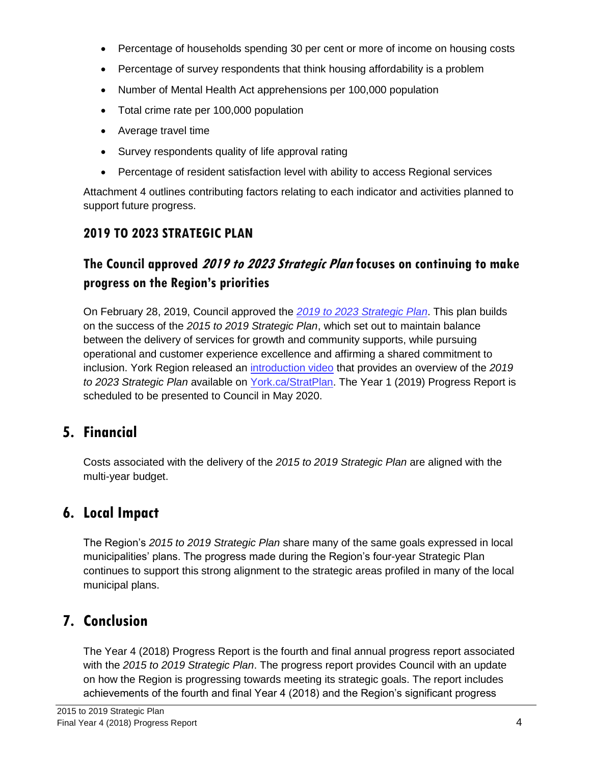- Percentage of households spending 30 per cent or more of income on housing costs
- Percentage of survey respondents that think housing affordability is a problem
- Number of Mental Health Act apprehensions per 100,000 population
- Total crime rate per 100,000 population
- Average travel time
- Survey respondents quality of life approval rating
- Percentage of resident satisfaction level with ability to access Regional services

Attachment 4 outlines contributing factors relating to each indicator and activities planned to support future progress.

### 2019 TO 2023 STRATEGIC PLAN

### The Council approved *2019 to 2023 Strategic Plan* focuses on continuing to make progress on the Region's priorities

On February 28, 2019, Council approved the *2019 to 2023 Strategic Plan*. This plan builds on the success of the *2015 to 2019 Strategic Plan*, which set out to maintain balance between the delivery of services for growth and community supports, while pursuing operational and customer experience excellence and affirming a shared commitment to inclusion. York Region released an introduction video that provides an overview of the *2019 to 2023 Strategic Plan* available on York.ca/StratPlan. The Year 1 (2019) Progress Report is scheduled to be presented to Council in May 2020.

## 5. Financial

Costs associated with the delivery of the *2015 to 2019 Strategic Plan* are aligned with the multi-year budget.

## 6. Local Impact

The Region's *2015 to 2019 Strategic Plan* share many of the same goals expressed in local municipalities' plans. The progress made during the Region's four-year Strategic Plan continues to support this strong alignment to the strategic areas profiled in many of the local municipal plans.

## 7. Conclusion

The Year 4 (2018) Progress Report is the fourth and final annual progress report associated with the *2015 to 2019 Strategic Plan*. The progress report provides Council with an update on how the Region is progressing towards meeting its strategic goals. The report includes achievements of the fourth and final Year 4 (2018) and the Region's significant progress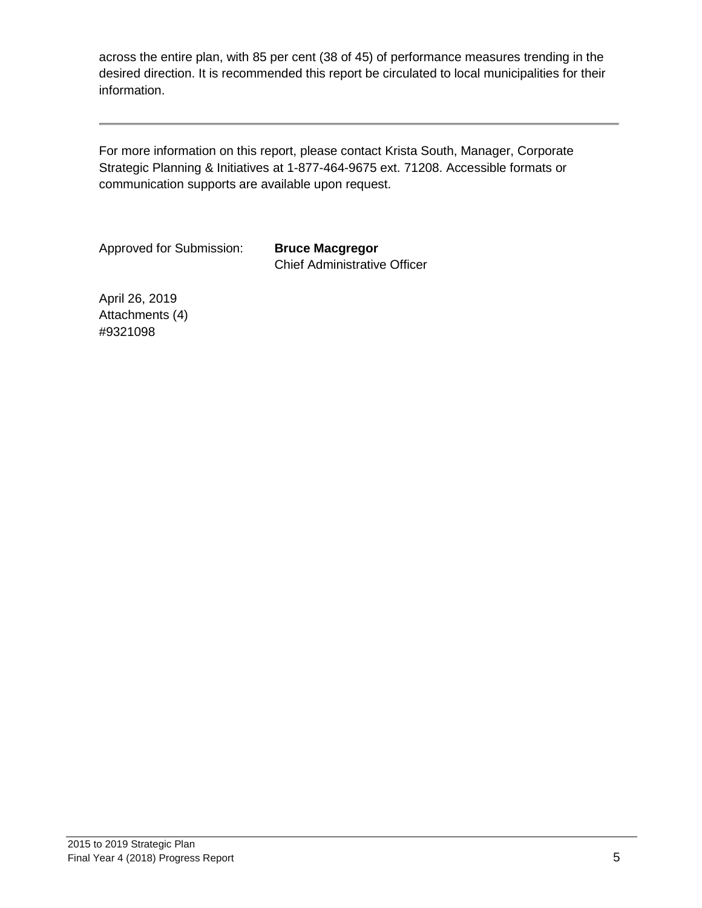across the entire plan, with 85 per cent (38 of 45) of performance measures trending in the desired direction. It is recommended this report be circulated to local municipalities for their information.

---

For more information on this report, please contact Krista South, Manager, Corporate Strategic Planning & Initiatives at 1-877-464-9675 ext. 71208. Accessible formats or communication supports are available upon request.

Approved for Submission: **Bruce Macgregor**
Chief Administrative Officer

April 26, 2019
Attachments (4)
#9321098